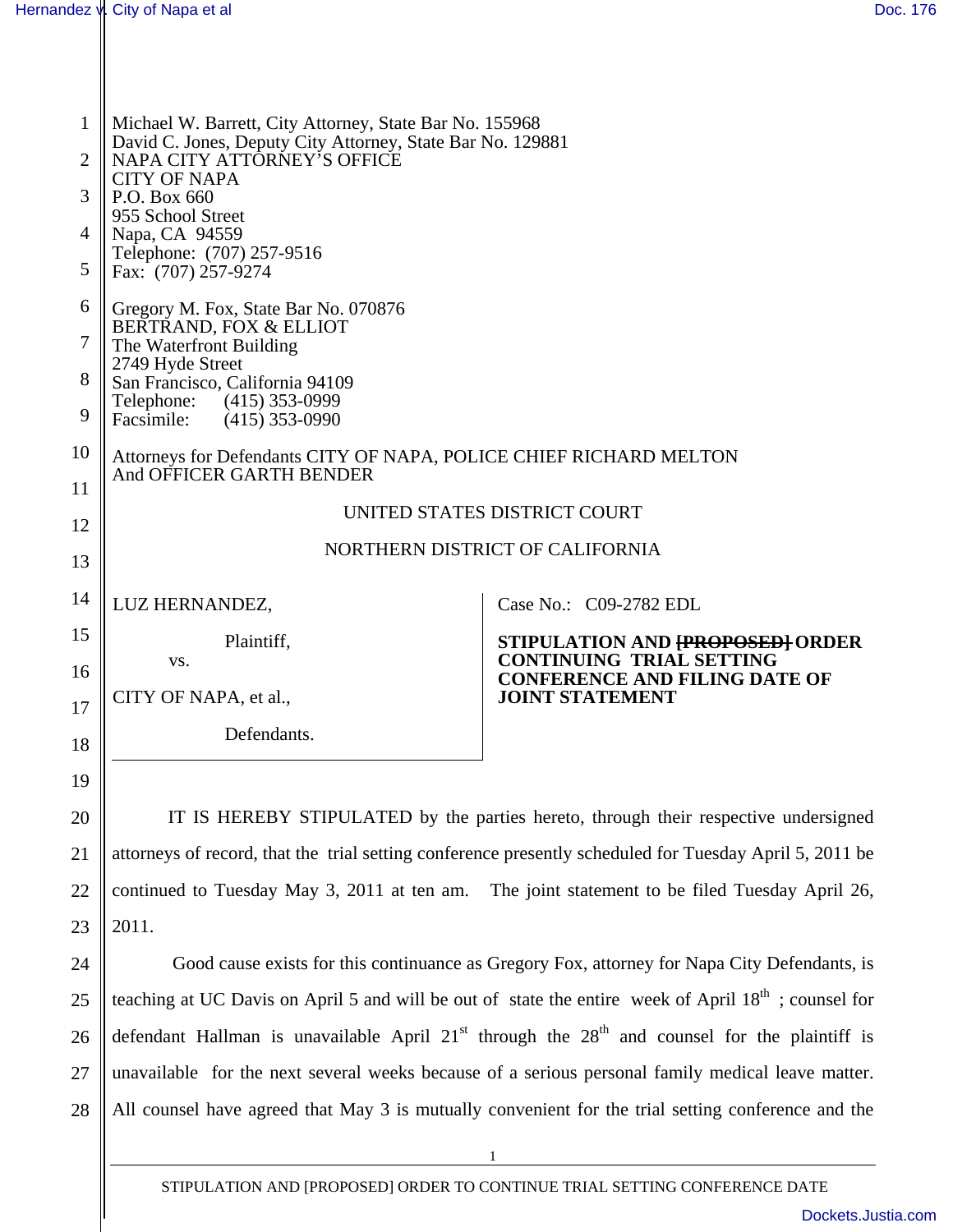Michael W. Barrett, City Attorney, State Bar No. 155968
David C. Jones, Deputy City Attorney, State Bar No. 129881
NAPA CITY ATTORNEY'S OFFICE
CITY OF NAPA
P.O. Box 660
955 School Street
Napa, CA 94559
Telephone: (707) 257-9516
Fax: (707) 257-9274

Gregory M. Fox, State Bar No. 070876
BERTRAND, FOX & ELLIOT
The Waterfront Building
2749 Hyde Street
San Francisco, California 94109
Telephone: (415) 353-0999
Facsimile: (415) 353-0990

Attorneys for Defendants CITY OF NAPA, POLICE CHIEF RICHARD MELTON
And OFFICER GARTH BENDER

UNITED STATES DISTRICT COURT

NORTHERN DISTRICT OF CALIFORNIA

| | |
|---|---|
| LUZ HERNANDEZ,<br><br>Plaintiff,<br>vs.<br><br>CITY OF NAPA, et al.,<br><br>Defendants. | Case No.: C09-2782 EDL<br><br>**STIPULATION AND ~~[PROPOSED]~~ ORDER CONTINUING TRIAL SETTING CONFERENCE AND FILING DATE OF JOINT STATEMENT** |

IT IS HEREBY STIPULATED by the parties hereto, through their respective undersigned attorneys of record, that the trial setting conference presently scheduled for Tuesday April 5, 2011 be continued to Tuesday May 3, 2011 at ten am. The joint statement to be filed Tuesday April 26, 2011.

Good cause exists for this continuance as Gregory Fox, attorney for Napa City Defendants, is teaching at UC Davis on April 5 and will be out of state the entire week of April 18th ; counsel for defendant Hallman is unavailable April 21st through the 28th and counsel for the plaintiff is unavailable for the next several weeks because of a serious personal family medical leave matter. All counsel have agreed that May 3 is mutually convenient for the trial setting conference and the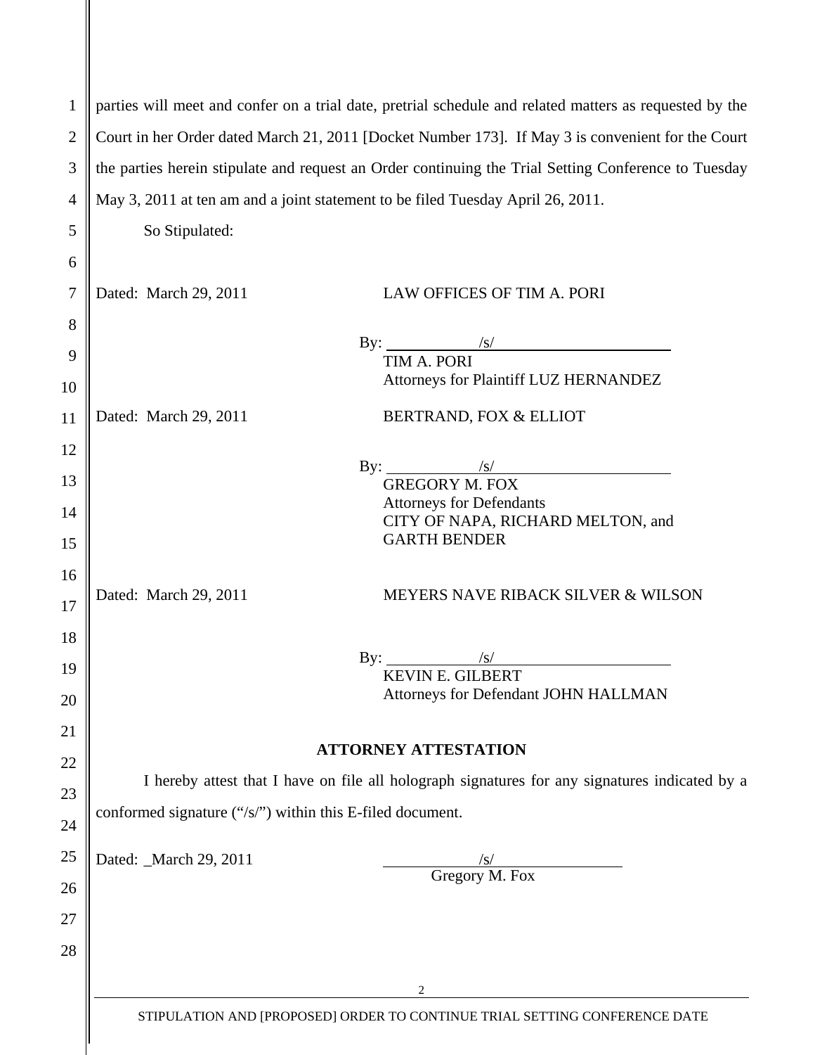parties will meet and confer on a trial date, pretrial schedule and related matters as requested by the Court in her Order dated March 21, 2011 [Docket Number 173]. If May 3 is convenient for the Court the parties herein stipulate and request an Order continuing the Trial Setting Conference to Tuesday May 3, 2011 at ten am and a joint statement to be filed Tuesday April 26, 2011.

So Stipulated:

Dated: March 29, 2011

LAW OFFICES OF TIM A. PORI

By: /s/
TIM A. PORI
Attorneys for Plaintiff LUZ HERNANDEZ

Dated: March 29, 2011

BERTRAND, FOX & ELLIOT

By: /s/
GREGORY M. FOX
Attorneys for Defendants
CITY OF NAPA, RICHARD MELTON, and
GARTH BENDER

Dated: March 29, 2011

MEYERS NAVE RIBACK SILVER & WILSON

By: /s/
KEVIN E. GILBERT
Attorneys for Defendant JOHN HALLMAN

**ATTORNEY ATTESTATION**

I hereby attest that I have on file all holograph signatures for any signatures indicated by a conformed signature ("/s/") within this E-filed document.

Dated: _March 29, 2011

/s/
Gregory M. Fox

STIPULATION AND [PROPOSED] ORDER TO CONTINUE TRIAL SETTING CONFERENCE DATE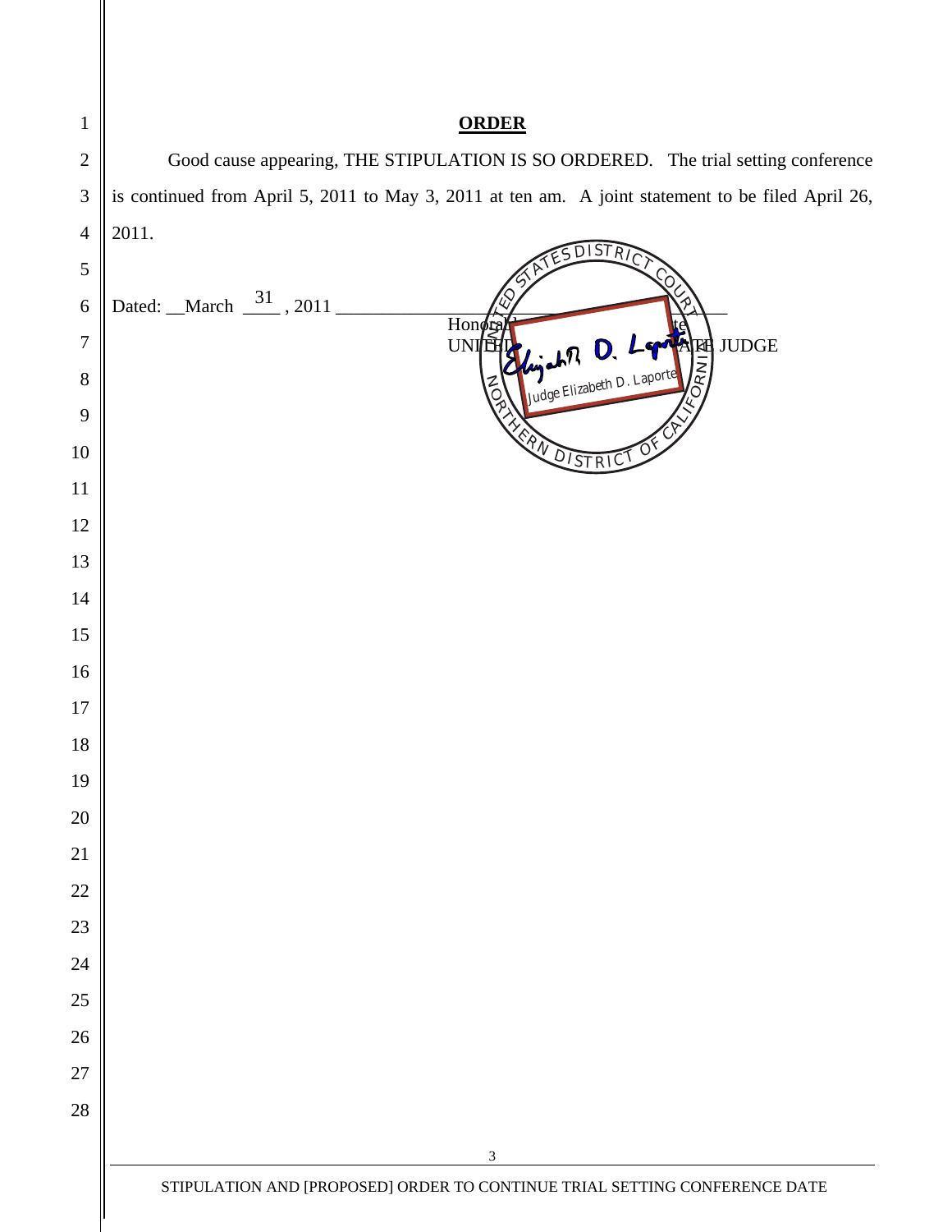**ORDER**

Good cause appearing, THE STIPULATION IS SO ORDERED. The trial setting conference is continued from April 5, 2011 to May 3, 2011 at ten am. A joint statement to be filed April 26, 2011.

Dated: \_\_March \_\_31\_\_, 2011 \_\_\_\_\_\_\_\_\_\_\_\_\_\_\_\_\_\_\_\_\_\_\_\_\_\_\_\_\_\_\_\_\_\_\_\_\_\_\_\_\_\_\_\_

Honorable Elizabeth D. Laporte
UNITED STATES MAGISTRATE JUDGE

UNITED STATES DISTRICT COURT
NORTHERN DISTRICT OF CALIFORNIA
Judge Elizabeth D. Laporte

STIPULATION AND [PROPOSED] ORDER TO CONTINUE TRIAL SETTING CONFERENCE DATE